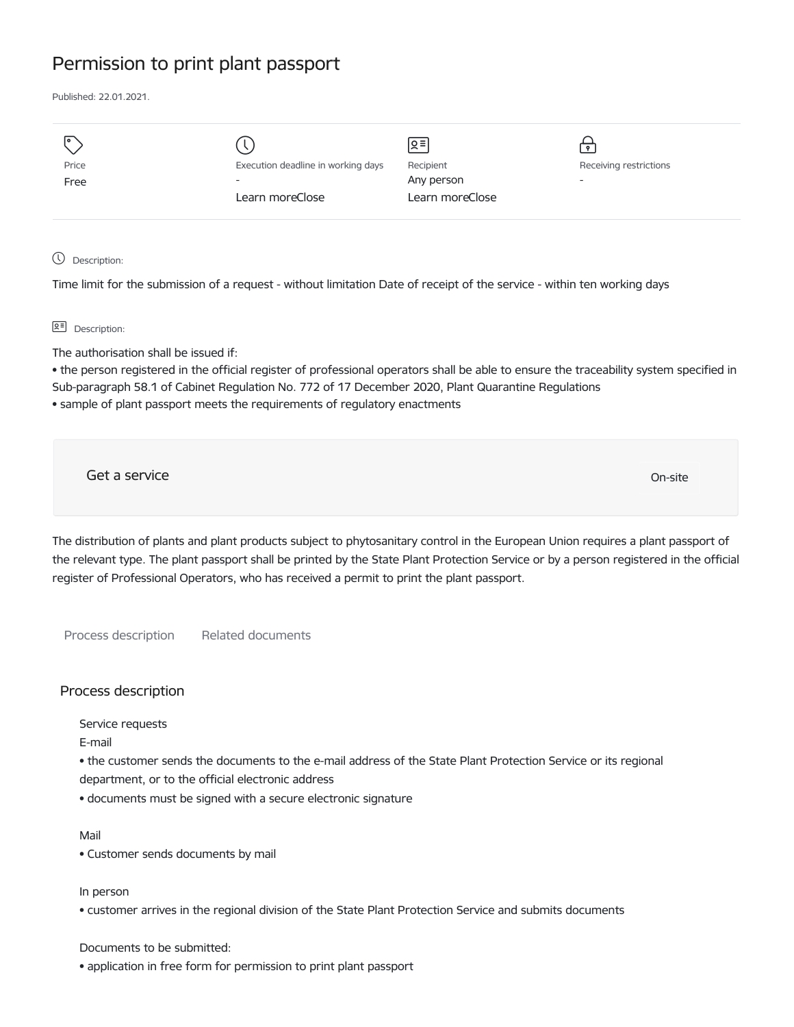# Permission to print plant passport

Published: 22.01.2021.

| Price | Execution deadline in working days | Recipient | Receiving restrictions |
| --- | --- | --- | --- |
| Free | - | Any person | - |
| | Learn moreClose | Learn moreClose | |

Description:

Time limit for the submission of a request - without limitation Date of receipt of the service - within ten working days

Description:

The authorisation shall be issued if:
- the person registered in the official register of professional operators shall be able to ensure the traceability system specified in Sub-paragraph 58.1 of Cabinet Regulation No. 772 of 17 December 2020, Plant Quarantine Regulations
- sample of plant passport meets the requirements of regulatory enactments

Get a service

On-site

The distribution of plants and plant products subject to phytosanitary control in the European Union requires a plant passport of the relevant type. The plant passport shall be printed by the State Plant Protection Service or by a person registered in the official register of Professional Operators, who has received a permit to print the plant passport.

Process description    Related documents

## Process description

Service requests

E-mail
- the customer sends the documents to the e-mail address of the State Plant Protection Service or its regional department, or to the official electronic address
- documents must be signed with a secure electronic signature

Mail
- Customer sends documents by mail

In person
- customer arrives in the regional division of the State Plant Protection Service and submits documents

Documents to be submitted:
- application in free form for permission to print plant passport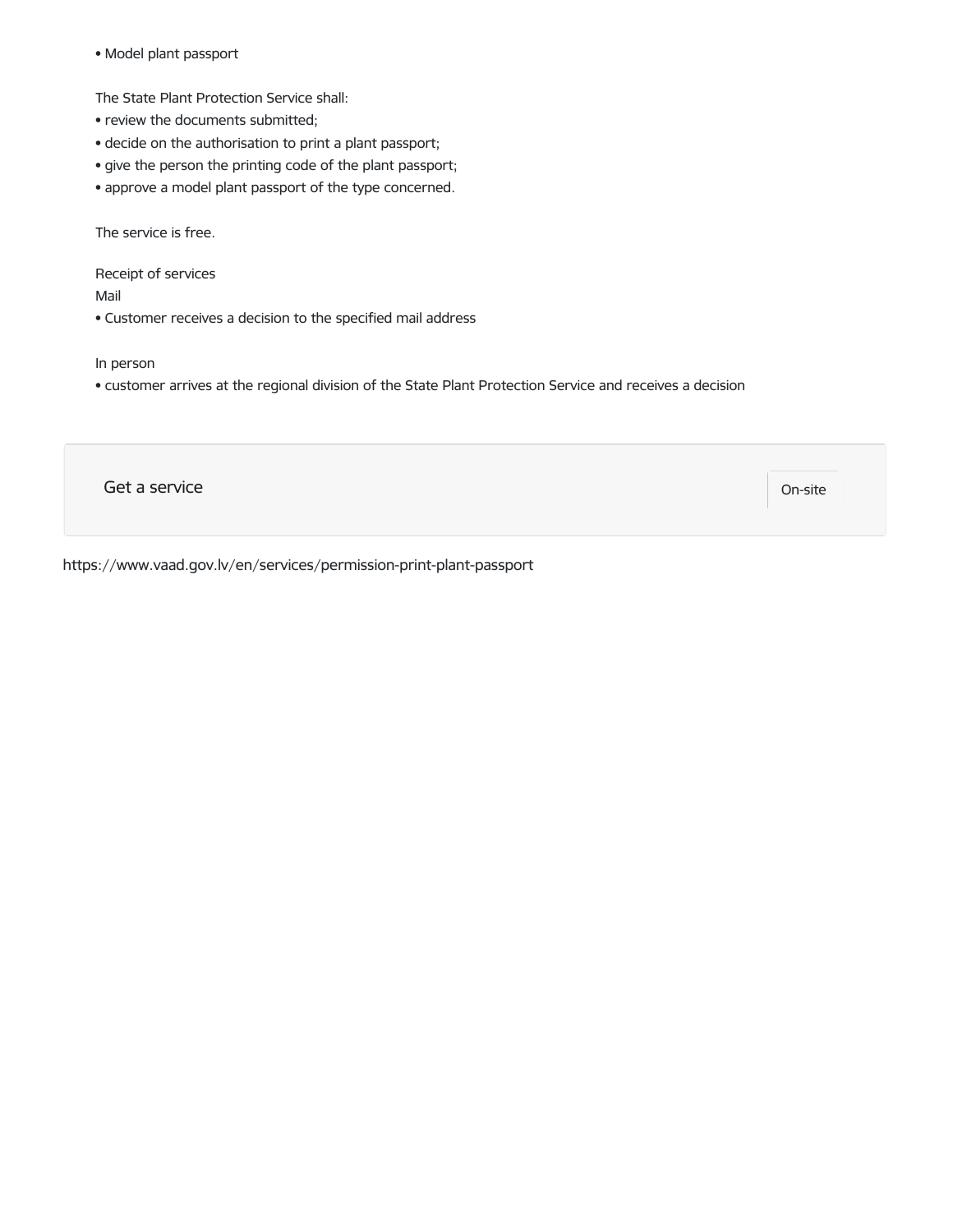- Model plant passport

The State Plant Protection Service shall:

- review the documents submitted;
- decide on the authorisation to print a plant passport;
- give the person the printing code of the plant passport;
- approve a model plant passport of the type concerned.

The service is free.

Receipt of services

Mail

- Customer receives a decision to the specified mail address

In person

- customer arrives at the regional division of the State Plant Protection Service and receives a decision

Get a service

On-site

https://www.vaad.gov.lv/en/services/permission-print-plant-passport